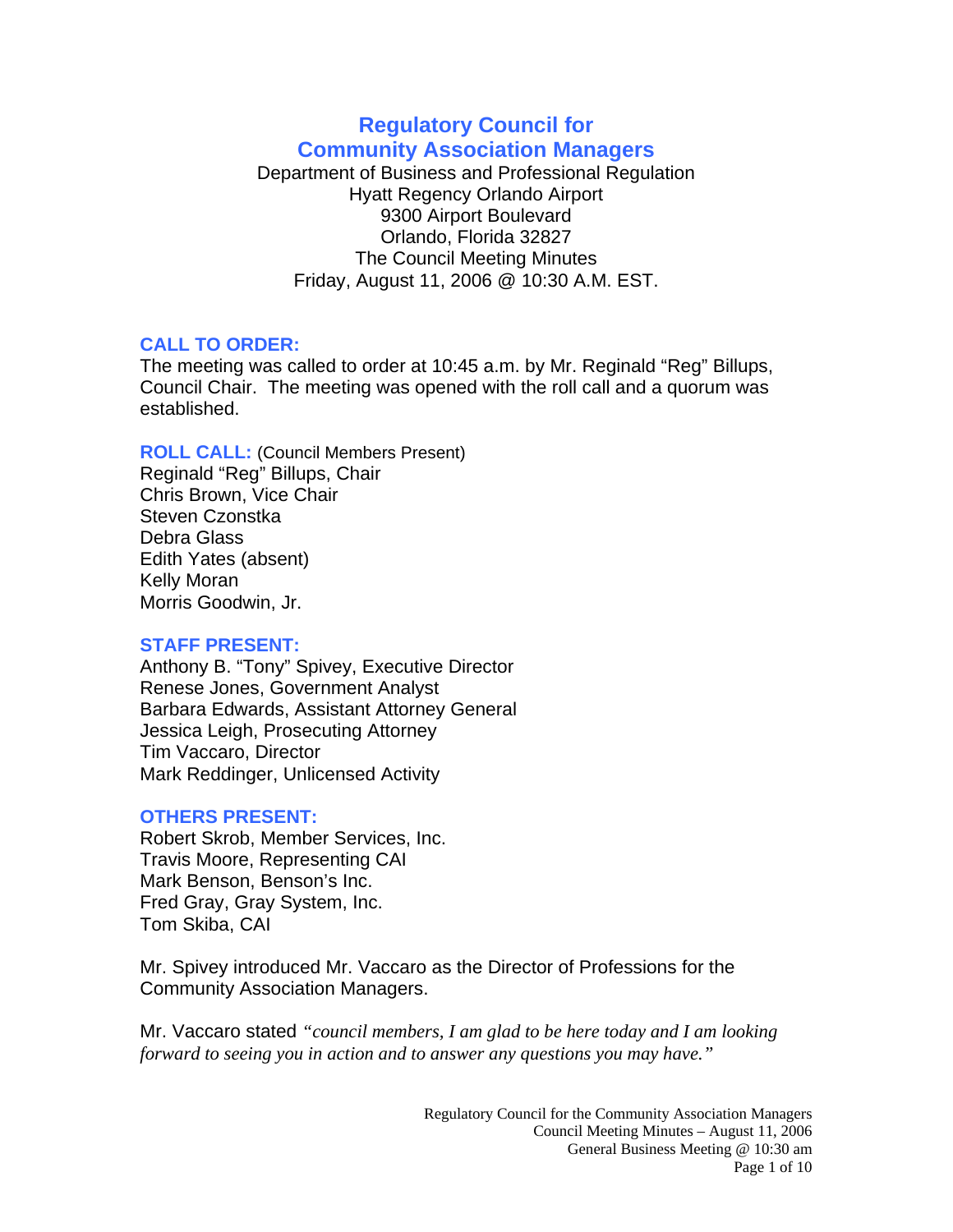# Regulatory Council for Community Association Managers

Department of Business and Professional Regulation
Hyatt Regency Orlando Airport
9300 Airport Boulevard
Orlando, Florida 32827
The Council Meeting Minutes
Friday, August 11, 2006 @ 10:30 A.M. EST.

## CALL TO ORDER:

The meeting was called to order at 10:45 a.m. by Mr. Reginald "Reg" Billups, Council Chair. The meeting was opened with the roll call and a quorum was established.

## ROLL CALL: (Council Members Present)

Reginald "Reg" Billups, Chair
Chris Brown, Vice Chair
Steven Czonstka
Debra Glass
Edith Yates (absent)
Kelly Moran
Morris Goodwin, Jr.

## STAFF PRESENT:

Anthony B. "Tony" Spivey, Executive Director
Renese Jones, Government Analyst
Barbara Edwards, Assistant Attorney General
Jessica Leigh, Prosecuting Attorney
Tim Vaccaro, Director
Mark Reddinger, Unlicensed Activity

## OTHERS PRESENT:

Robert Skrob, Member Services, Inc.
Travis Moore, Representing CAI
Mark Benson, Benson's Inc.
Fred Gray, Gray System, Inc.
Tom Skiba, CAI

Mr. Spivey introduced Mr. Vaccaro as the Director of Professions for the Community Association Managers.

Mr. Vaccaro stated *"council members, I am glad to be here today and I am looking forward to seeing you in action and to answer any questions you may have."*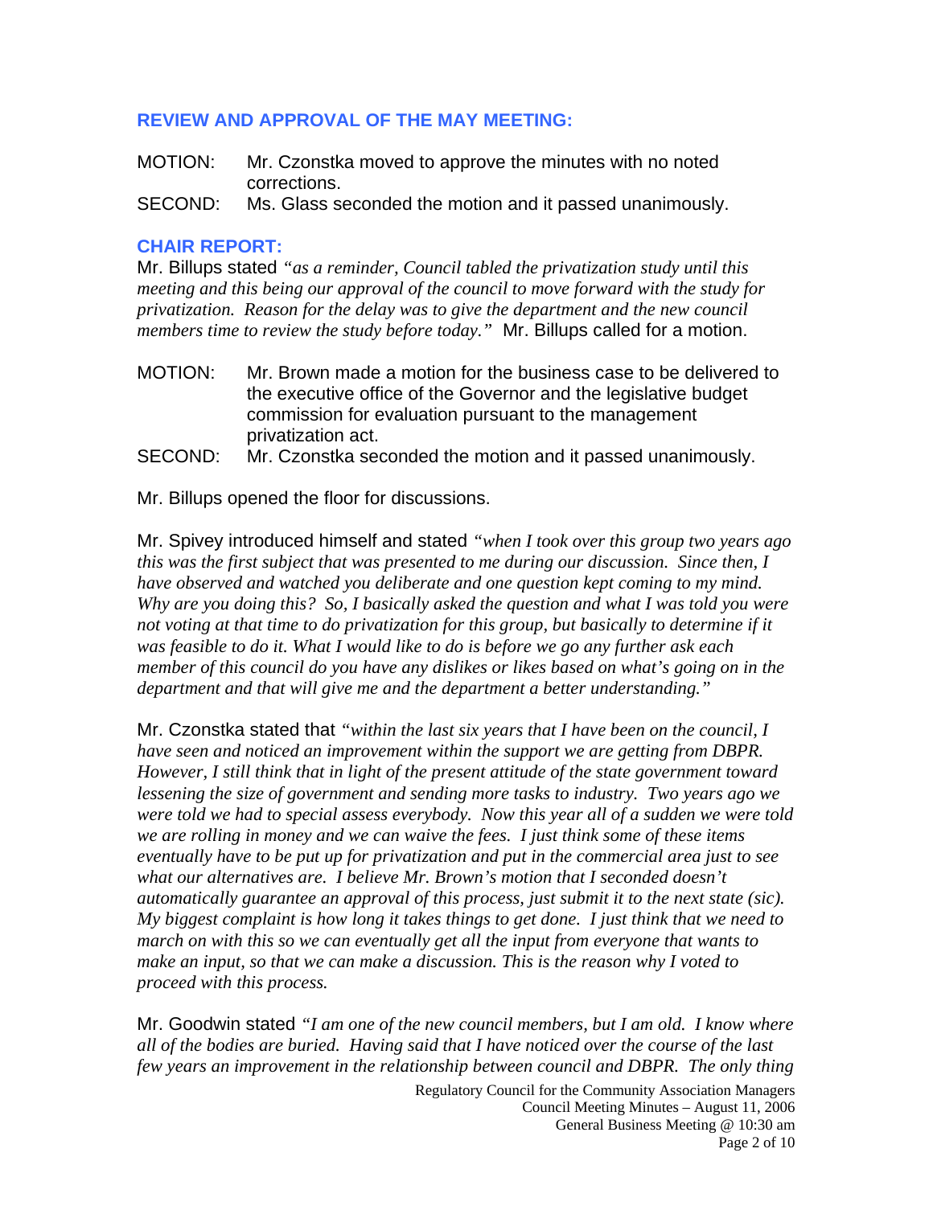## REVIEW AND APPROVAL OF THE MAY MEETING:

MOTION: Mr. Czonstka moved to approve the minutes with no noted corrections.

SECOND: Ms. Glass seconded the motion and it passed unanimously.

## CHAIR REPORT:

Mr. Billups stated *"as a reminder, Council tabled the privatization study until this meeting and this being our approval of the council to move forward with the study for privatization. Reason for the delay was to give the department and the new council members time to review the study before today."* Mr. Billups called for a motion.

MOTION: Mr. Brown made a motion for the business case to be delivered to the executive office of the Governor and the legislative budget commission for evaluation pursuant to the management privatization act.

SECOND: Mr. Czonstka seconded the motion and it passed unanimously.

Mr. Billups opened the floor for discussions.

Mr. Spivey introduced himself and stated *"when I took over this group two years ago this was the first subject that was presented to me during our discussion. Since then, I have observed and watched you deliberate and one question kept coming to my mind. Why are you doing this? So, I basically asked the question and what I was told you were not voting at that time to do privatization for this group, but basically to determine if it was feasible to do it. What I would like to do is before we go any further ask each member of this council do you have any dislikes or likes based on what's going on in the department and that will give me and the department a better understanding."*

Mr. Czonstka stated that *"within the last six years that I have been on the council, I have seen and noticed an improvement within the support we are getting from DBPR. However, I still think that in light of the present attitude of the state government toward lessening the size of government and sending more tasks to industry. Two years ago we were told we had to special assess everybody. Now this year all of a sudden we were told we are rolling in money and we can waive the fees. I just think some of these items eventually have to be put up for privatization and put in the commercial area just to see what our alternatives are. I believe Mr. Brown's motion that I seconded doesn't automatically guarantee an approval of this process, just submit it to the next state (sic). My biggest complaint is how long it takes things to get done. I just think that we need to march on with this so we can eventually get all the input from everyone that wants to make an input, so that we can make a discussion. This is the reason why I voted to proceed with this process.*

Mr. Goodwin stated *"I am one of the new council members, but I am old. I know where all of the bodies are buried. Having said that I have noticed over the course of the last few years an improvement in the relationship between council and DBPR. The only thing*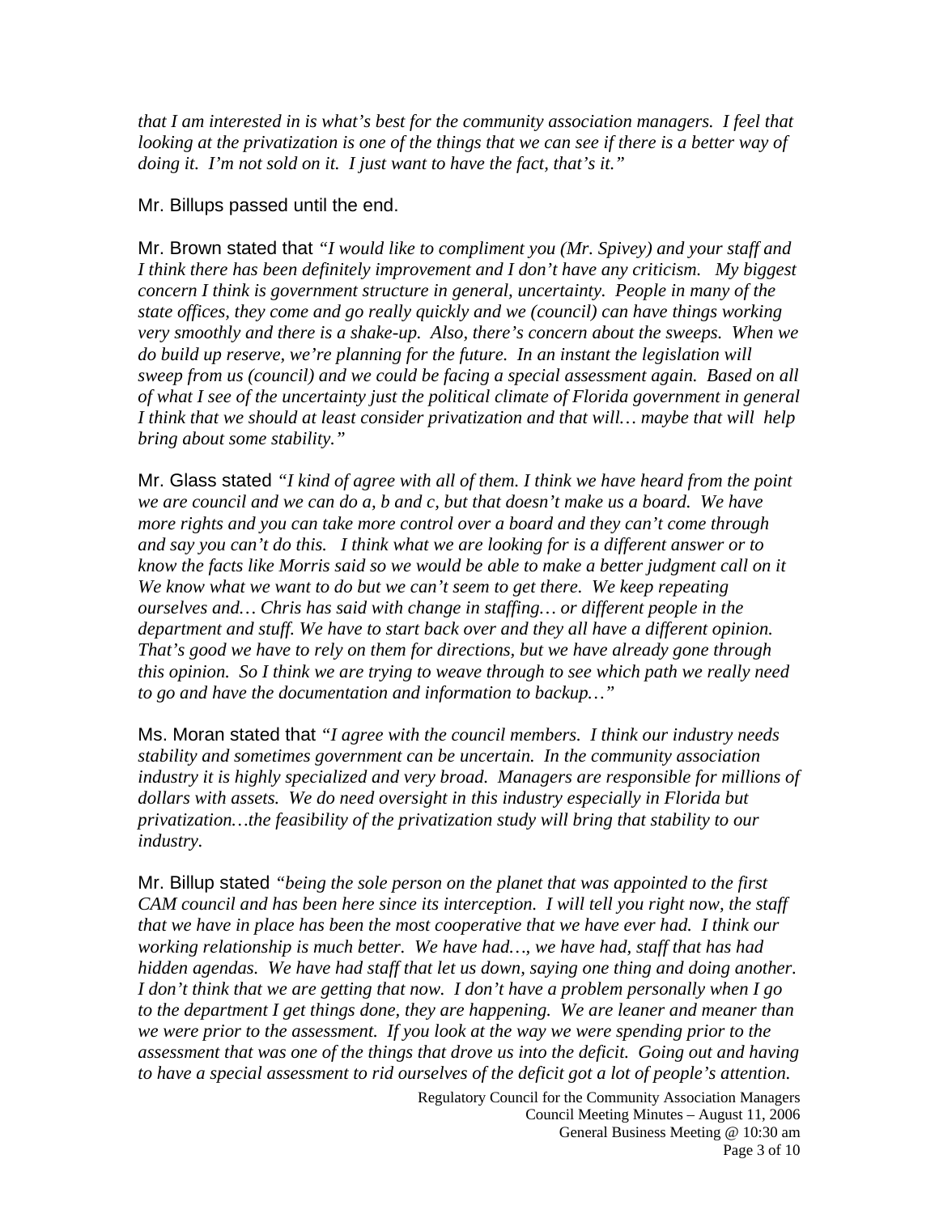*that I am interested in is what's best for the community association managers. I feel that looking at the privatization is one of the things that we can see if there is a better way of doing it. I'm not sold on it. I just want to have the fact, that's it."*

Mr. Billups passed until the end.

Mr. Brown stated that *"I would like to compliment you (Mr. Spivey) and your staff and I think there has been definitely improvement and I don't have any criticism. My biggest concern I think is government structure in general, uncertainty. People in many of the state offices, they come and go really quickly and we (council) can have things working very smoothly and there is a shake-up. Also, there's concern about the sweeps. When we do build up reserve, we're planning for the future. In an instant the legislation will sweep from us (council) and we could be facing a special assessment again. Based on all of what I see of the uncertainty just the political climate of Florida government in general I think that we should at least consider privatization and that will… maybe that will help bring about some stability."*

Mr. Glass stated *"I kind of agree with all of them. I think we have heard from the point we are council and we can do a, b and c, but that doesn't make us a board. We have more rights and you can take more control over a board and they can't come through and say you can't do this. I think what we are looking for is a different answer or to know the facts like Morris said so we would be able to make a better judgment call on it We know what we want to do but we can't seem to get there. We keep repeating ourselves and… Chris has said with change in staffing… or different people in the department and stuff. We have to start back over and they all have a different opinion. That's good we have to rely on them for directions, but we have already gone through this opinion. So I think we are trying to weave through to see which path we really need to go and have the documentation and information to backup…"*

Ms. Moran stated that *"I agree with the council members. I think our industry needs stability and sometimes government can be uncertain. In the community association industry it is highly specialized and very broad. Managers are responsible for millions of dollars with assets. We do need oversight in this industry especially in Florida but privatization…the feasibility of the privatization study will bring that stability to our industry.*

Mr. Billup stated *"being the sole person on the planet that was appointed to the first CAM council and has been here since its interception. I will tell you right now, the staff that we have in place has been the most cooperative that we have ever had. I think our working relationship is much better. We have had…, we have had, staff that has had hidden agendas. We have had staff that let us down, saying one thing and doing another. I don't think that we are getting that now. I don't have a problem personally when I go to the department I get things done, they are happening. We are leaner and meaner than we were prior to the assessment. If you look at the way we were spending prior to the assessment that was one of the things that drove us into the deficit. Going out and having to have a special assessment to rid ourselves of the deficit got a lot of people's attention.*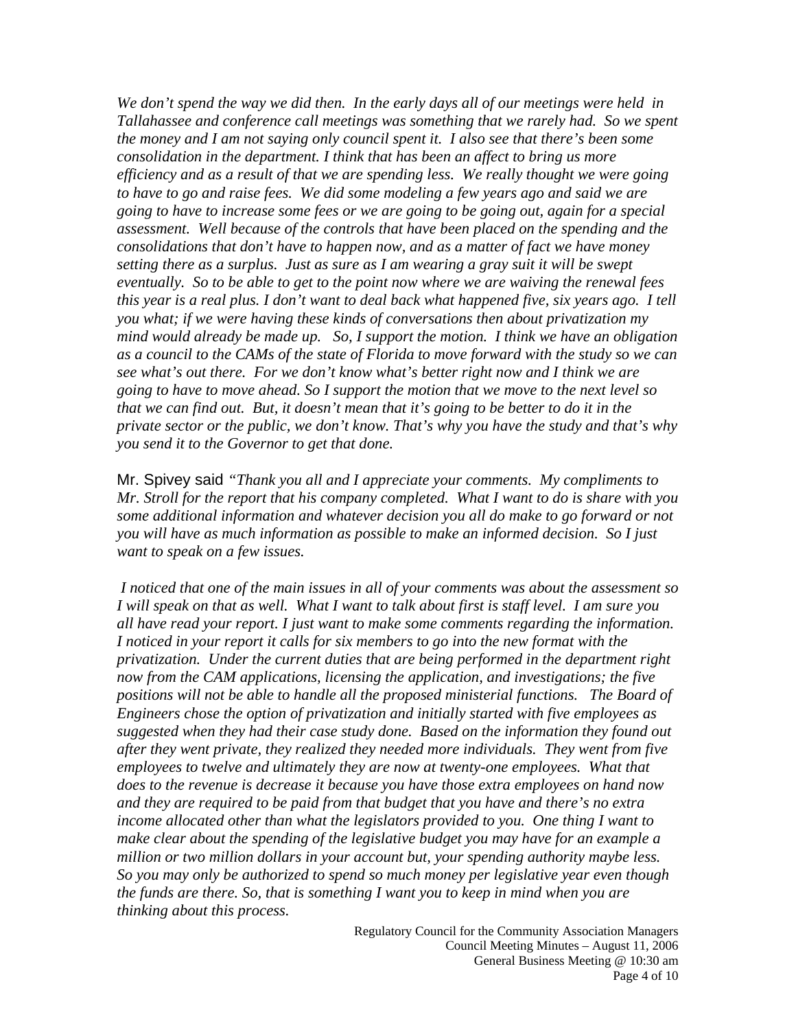*We don't spend the way we did then. In the early days all of our meetings were held in Tallahassee and conference call meetings was something that we rarely had. So we spent the money and I am not saying only council spent it. I also see that there's been some consolidation in the department. I think that has been an affect to bring us more efficiency and as a result of that we are spending less. We really thought we were going to have to go and raise fees. We did some modeling a few years ago and said we are going to have to increase some fees or we are going to be going out, again for a special assessment. Well because of the controls that have been placed on the spending and the consolidations that don't have to happen now, and as a matter of fact we have money setting there as a surplus. Just as sure as I am wearing a gray suit it will be swept eventually. So to be able to get to the point now where we are waiving the renewal fees this year is a real plus. I don't want to deal back what happened five, six years ago. I tell you what; if we were having these kinds of conversations then about privatization my mind would already be made up. So, I support the motion. I think we have an obligation as a council to the CAMs of the state of Florida to move forward with the study so we can see what's out there. For we don't know what's better right now and I think we are going to have to move ahead. So I support the motion that we move to the next level so that we can find out. But, it doesn't mean that it's going to be better to do it in the private sector or the public, we don't know. That's why you have the study and that's why you send it to the Governor to get that done.*

Mr. Spivey said *"Thank you all and I appreciate your comments. My compliments to Mr. Stroll for the report that his company completed. What I want to do is share with you some additional information and whatever decision you all do make to go forward or not you will have as much information as possible to make an informed decision. So I just want to speak on a few issues.*

*I noticed that one of the main issues in all of your comments was about the assessment so I will speak on that as well. What I want to talk about first is staff level. I am sure you all have read your report. I just want to make some comments regarding the information. I noticed in your report it calls for six members to go into the new format with the privatization. Under the current duties that are being performed in the department right now from the CAM applications, licensing the application, and investigations; the five positions will not be able to handle all the proposed ministerial functions. The Board of Engineers chose the option of privatization and initially started with five employees as suggested when they had their case study done. Based on the information they found out after they went private, they realized they needed more individuals. They went from five employees to twelve and ultimately they are now at twenty-one employees. What that does to the revenue is decrease it because you have those extra employees on hand now and they are required to be paid from that budget that you have and there's no extra income allocated other than what the legislators provided to you. One thing I want to make clear about the spending of the legislative budget you may have for an example a million or two million dollars in your account but, your spending authority maybe less. So you may only be authorized to spend so much money per legislative year even though the funds are there. So, that is something I want you to keep in mind when you are thinking about this process.*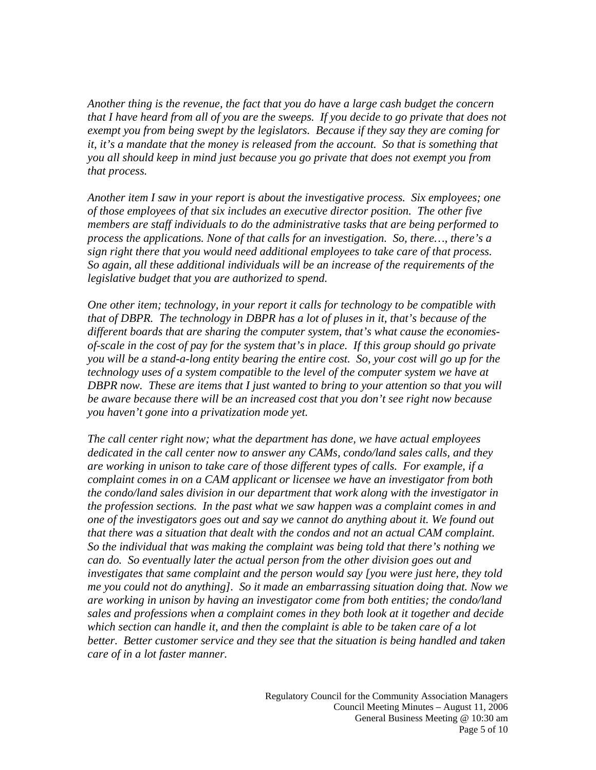*Another thing is the revenue, the fact that you do have a large cash budget the concern that I have heard from all of you are the sweeps. If you decide to go private that does not exempt you from being swept by the legislators. Because if they say they are coming for it, it's a mandate that the money is released from the account. So that is something that you all should keep in mind just because you go private that does not exempt you from that process.*

*Another item I saw in your report is about the investigative process. Six employees; one of those employees of that six includes an executive director position. The other five members are staff individuals to do the administrative tasks that are being performed to process the applications. None of that calls for an investigation. So, there…, there's a sign right there that you would need additional employees to take care of that process. So again, all these additional individuals will be an increase of the requirements of the legislative budget that you are authorized to spend.*

*One other item; technology, in your report it calls for technology to be compatible with that of DBPR. The technology in DBPR has a lot of pluses in it, that's because of the different boards that are sharing the computer system, that's what cause the economies-of-scale in the cost of pay for the system that's in place. If this group should go private you will be a stand-a-long entity bearing the entire cost. So, your cost will go up for the technology uses of a system compatible to the level of the computer system we have at DBPR now. These are items that I just wanted to bring to your attention so that you will be aware because there will be an increased cost that you don't see right now because you haven't gone into a privatization mode yet.*

*The call center right now; what the department has done, we have actual employees dedicated in the call center now to answer any CAMs, condo/land sales calls, and they are working in unison to take care of those different types of calls. For example, if a complaint comes in on a CAM applicant or licensee we have an investigator from both the condo/land sales division in our department that work along with the investigator in the profession sections. In the past what we saw happen was a complaint comes in and one of the investigators goes out and say we cannot do anything about it. We found out that there was a situation that dealt with the condos and not an actual CAM complaint. So the individual that was making the complaint was being told that there's nothing we can do. So eventually later the actual person from the other division goes out and investigates that same complaint and the person would say [you were just here, they told me you could not do anything]. So it made an embarrassing situation doing that. Now we are working in unison by having an investigator come from both entities; the condo/land sales and professions when a complaint comes in they both look at it together and decide which section can handle it, and then the complaint is able to be taken care of a lot better. Better customer service and they see that the situation is being handled and taken care of in a lot faster manner.*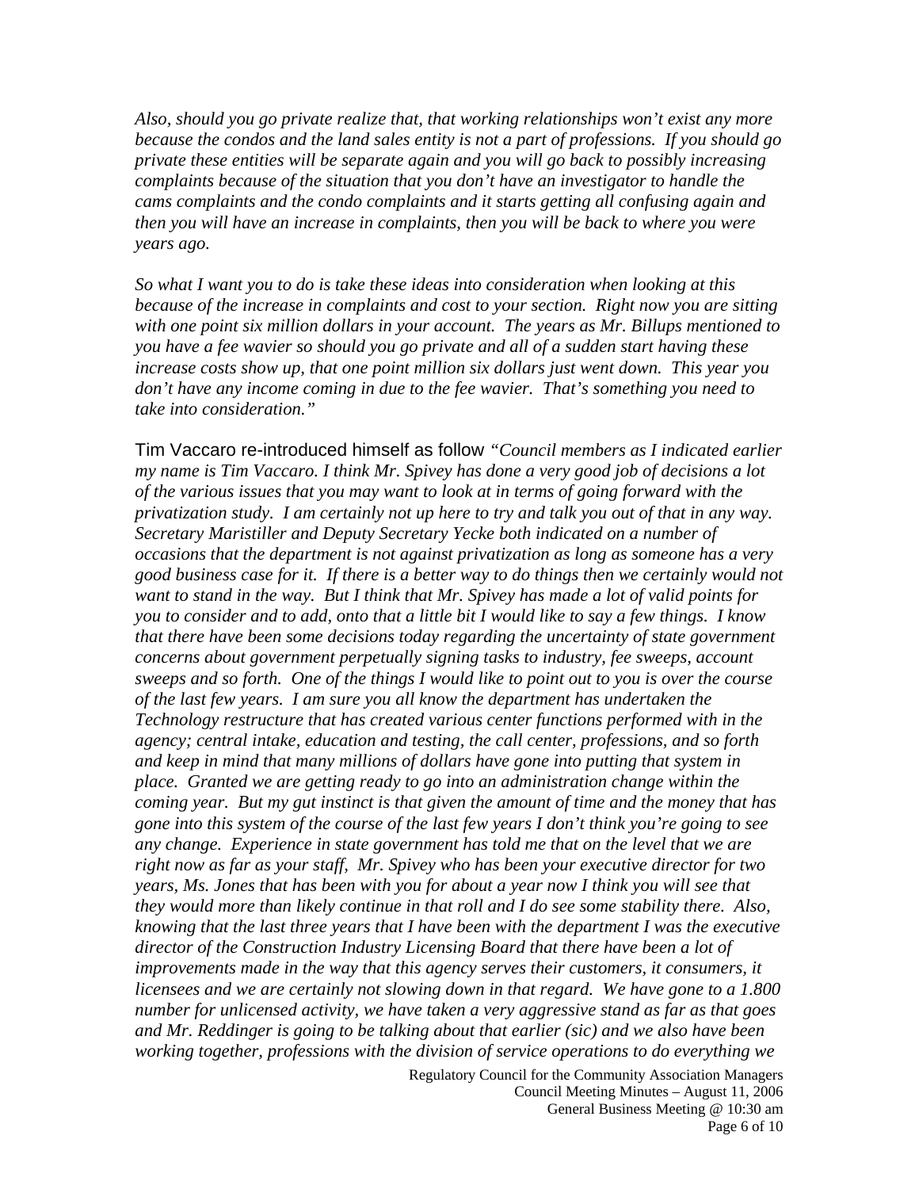*Also, should you go private realize that, that working relationships won't exist any more because the condos and the land sales entity is not a part of professions. If you should go private these entities will be separate again and you will go back to possibly increasing complaints because of the situation that you don't have an investigator to handle the cams complaints and the condo complaints and it starts getting all confusing again and then you will have an increase in complaints, then you will be back to where you were years ago.*

*So what I want you to do is take these ideas into consideration when looking at this because of the increase in complaints and cost to your section. Right now you are sitting with one point six million dollars in your account. The years as Mr. Billups mentioned to you have a fee wavier so should you go private and all of a sudden start having these increase costs show up, that one point million six dollars just went down. This year you don't have any income coming in due to the fee wavier. That's something you need to take into consideration."*

Tim Vaccaro re-introduced himself as follow *"Council members as I indicated earlier my name is Tim Vaccaro. I think Mr. Spivey has done a very good job of decisions a lot of the various issues that you may want to look at in terms of going forward with the privatization study. I am certainly not up here to try and talk you out of that in any way. Secretary Maristiller and Deputy Secretary Yecke both indicated on a number of occasions that the department is not against privatization as long as someone has a very good business case for it. If there is a better way to do things then we certainly would not want to stand in the way. But I think that Mr. Spivey has made a lot of valid points for you to consider and to add, onto that a little bit I would like to say a few things. I know that there have been some decisions today regarding the uncertainty of state government concerns about government perpetually signing tasks to industry, fee sweeps, account sweeps and so forth. One of the things I would like to point out to you is over the course of the last few years. I am sure you all know the department has undertaken the Technology restructure that has created various center functions performed with in the agency; central intake, education and testing, the call center, professions, and so forth and keep in mind that many millions of dollars have gone into putting that system in place. Granted we are getting ready to go into an administration change within the coming year. But my gut instinct is that given the amount of time and the money that has gone into this system of the course of the last few years I don't think you're going to see any change. Experience in state government has told me that on the level that we are right now as far as your staff, Mr. Spivey who has been your executive director for two years, Ms. Jones that has been with you for about a year now I think you will see that they would more than likely continue in that roll and I do see some stability there. Also, knowing that the last three years that I have been with the department I was the executive director of the Construction Industry Licensing Board that there have been a lot of improvements made in the way that this agency serves their customers, it consumers, it licensees and we are certainly not slowing down in that regard. We have gone to a 1.800 number for unlicensed activity, we have taken a very aggressive stand as far as that goes and Mr. Reddinger is going to be talking about that earlier (sic) and we also have been working together, professions with the division of service operations to do everything we*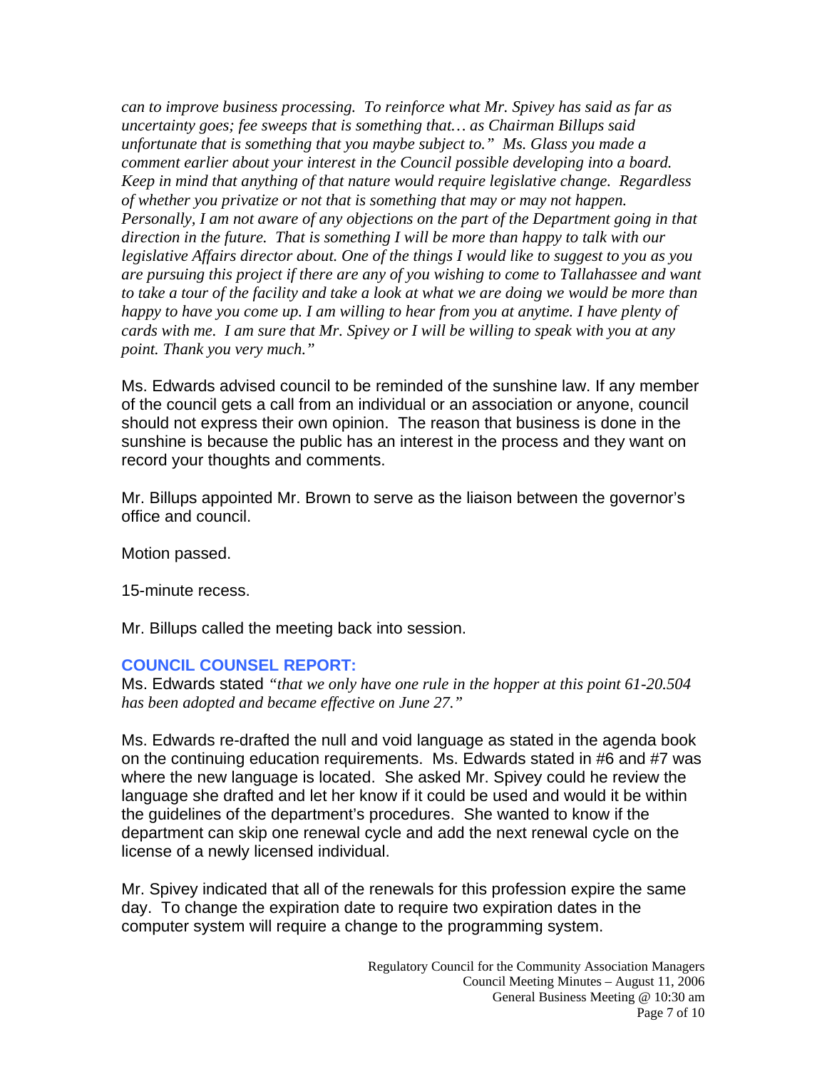*can to improve business processing. To reinforce what Mr. Spivey has said as far as uncertainty goes; fee sweeps that is something that… as Chairman Billups said unfortunate that is something that you maybe subject to." Ms. Glass you made a comment earlier about your interest in the Council possible developing into a board. Keep in mind that anything of that nature would require legislative change. Regardless of whether you privatize or not that is something that may or may not happen. Personally, I am not aware of any objections on the part of the Department going in that direction in the future. That is something I will be more than happy to talk with our legislative Affairs director about. One of the things I would like to suggest to you as you are pursuing this project if there are any of you wishing to come to Tallahassee and want to take a tour of the facility and take a look at what we are doing we would be more than happy to have you come up. I am willing to hear from you at anytime. I have plenty of cards with me. I am sure that Mr. Spivey or I will be willing to speak with you at any point. Thank you very much."*

Ms. Edwards advised council to be reminded of the sunshine law. If any member of the council gets a call from an individual or an association or anyone, council should not express their own opinion. The reason that business is done in the sunshine is because the public has an interest in the process and they want on record your thoughts and comments.

Mr. Billups appointed Mr. Brown to serve as the liaison between the governor's office and council.

Motion passed.

15-minute recess.

Mr. Billups called the meeting back into session.

## COUNCIL COUNSEL REPORT:

Ms. Edwards stated *"that we only have one rule in the hopper at this point 61-20.504 has been adopted and became effective on June 27."*

Ms. Edwards re-drafted the null and void language as stated in the agenda book on the continuing education requirements. Ms. Edwards stated in #6 and #7 was where the new language is located. She asked Mr. Spivey could he review the language she drafted and let her know if it could be used and would it be within the guidelines of the department's procedures. She wanted to know if the department can skip one renewal cycle and add the next renewal cycle on the license of a newly licensed individual.

Mr. Spivey indicated that all of the renewals for this profession expire the same day. To change the expiration date to require two expiration dates in the computer system will require a change to the programming system.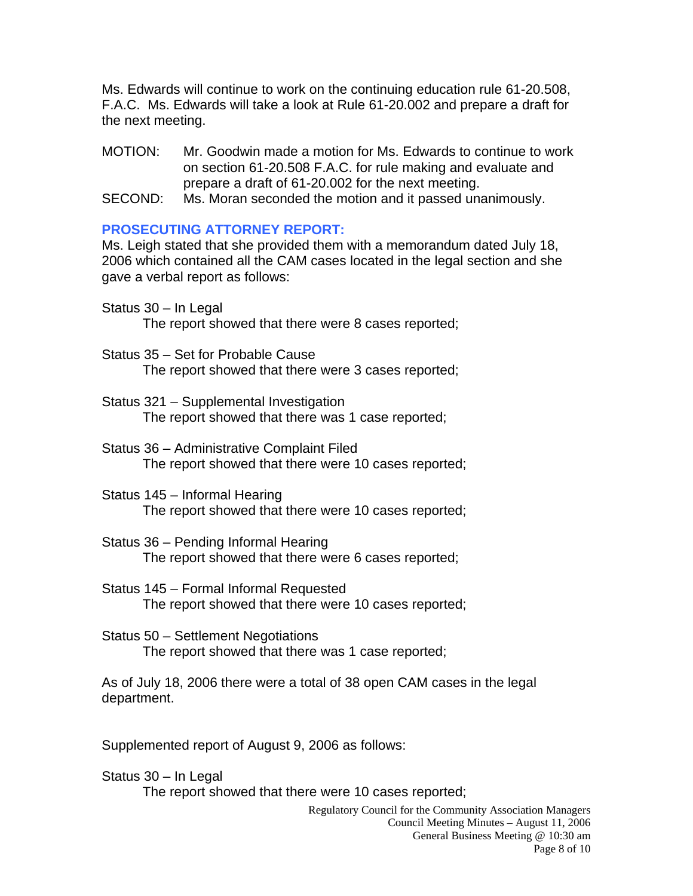Ms. Edwards will continue to work on the continuing education rule 61-20.508, F.A.C. Ms. Edwards will take a look at Rule 61-20.002 and prepare a draft for the next meeting.

MOTION: Mr. Goodwin made a motion for Ms. Edwards to continue to work on section 61-20.508 F.A.C. for rule making and evaluate and prepare a draft of 61-20.002 for the next meeting.

SECOND: Ms. Moran seconded the motion and it passed unanimously.

### PROSECUTING ATTORNEY REPORT:

Ms. Leigh stated that she provided them with a memorandum dated July 18, 2006 which contained all the CAM cases located in the legal section and she gave a verbal report as follows:

Status 30 – In Legal
The report showed that there were 8 cases reported;

Status 35 – Set for Probable Cause
The report showed that there were 3 cases reported;

Status 321 – Supplemental Investigation
The report showed that there was 1 case reported;

Status 36 – Administrative Complaint Filed
The report showed that there were 10 cases reported;

Status 145 – Informal Hearing
The report showed that there were 10 cases reported;

Status 36 – Pending Informal Hearing
The report showed that there were 6 cases reported;

Status 145 – Formal Informal Requested
The report showed that there were 10 cases reported;

Status 50 – Settlement Negotiations
The report showed that there was 1 case reported;

As of July 18, 2006 there were a total of 38 open CAM cases in the legal department.

Supplemented report of August 9, 2006 as follows:

Status 30 – In Legal
The report showed that there were 10 cases reported;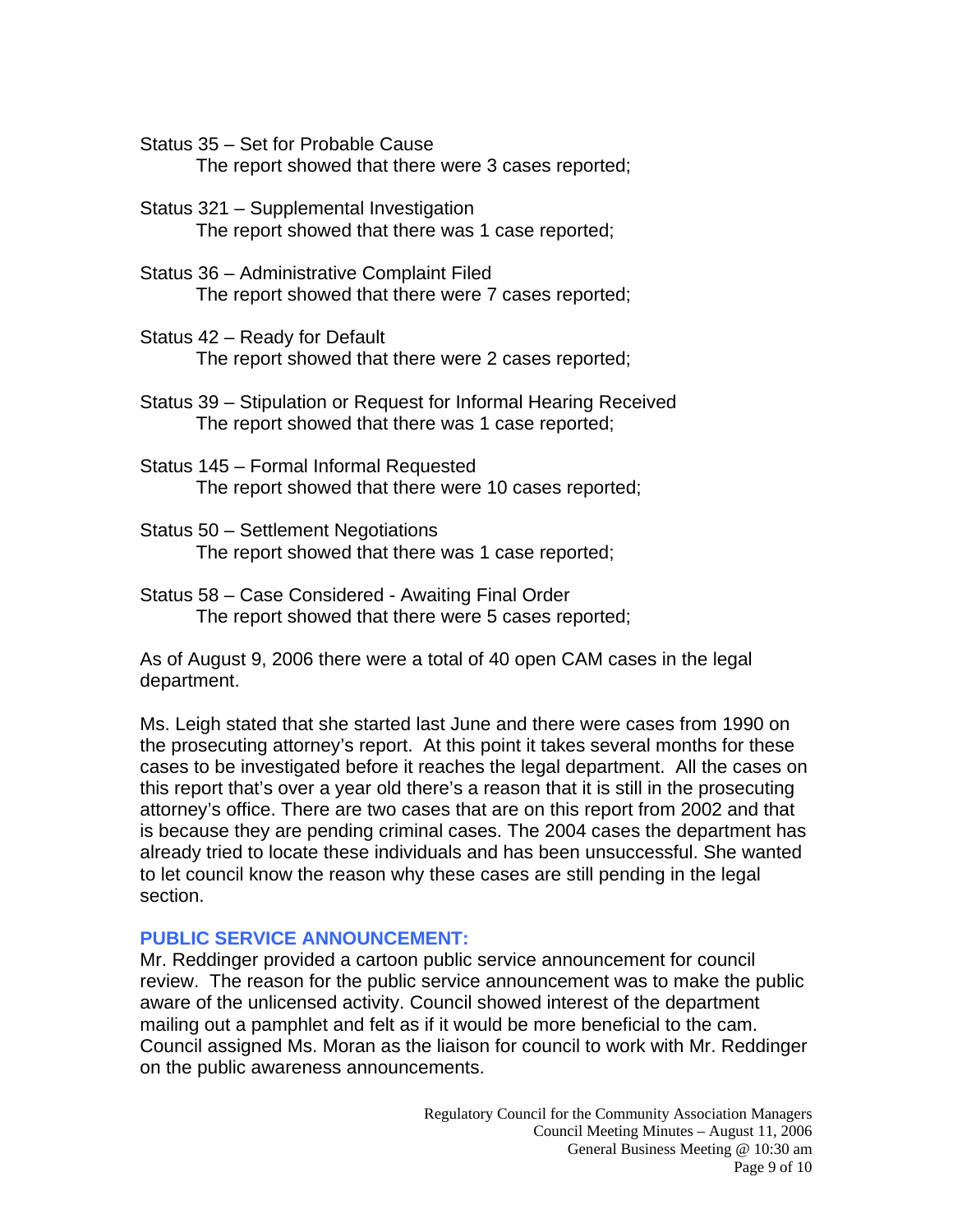Status 35 – Set for Probable Cause
The report showed that there were 3 cases reported;

Status 321 – Supplemental Investigation
The report showed that there was 1 case reported;

Status 36 – Administrative Complaint Filed
The report showed that there were 7 cases reported;

Status 42 – Ready for Default
The report showed that there were 2 cases reported;

Status 39 – Stipulation or Request for Informal Hearing Received
The report showed that there was 1 case reported;

Status 145 – Formal Informal Requested
The report showed that there were 10 cases reported;

Status 50 – Settlement Negotiations
The report showed that there was 1 case reported;

Status 58 – Case Considered - Awaiting Final Order
The report showed that there were 5 cases reported;

As of August 9, 2006 there were a total of 40 open CAM cases in the legal department.

Ms. Leigh stated that she started last June and there were cases from 1990 on the prosecuting attorney's report. At this point it takes several months for these cases to be investigated before it reaches the legal department. All the cases on this report that's over a year old there's a reason that it is still in the prosecuting attorney's office. There are two cases that are on this report from 2002 and that is because they are pending criminal cases. The 2004 cases the department has already tried to locate these individuals and has been unsuccessful. She wanted to let council know the reason why these cases are still pending in the legal section.

### PUBLIC SERVICE ANNOUNCEMENT:

Mr. Reddinger provided a cartoon public service announcement for council review. The reason for the public service announcement was to make the public aware of the unlicensed activity. Council showed interest of the department mailing out a pamphlet and felt as if it would be more beneficial to the cam. Council assigned Ms. Moran as the liaison for council to work with Mr. Reddinger on the public awareness announcements.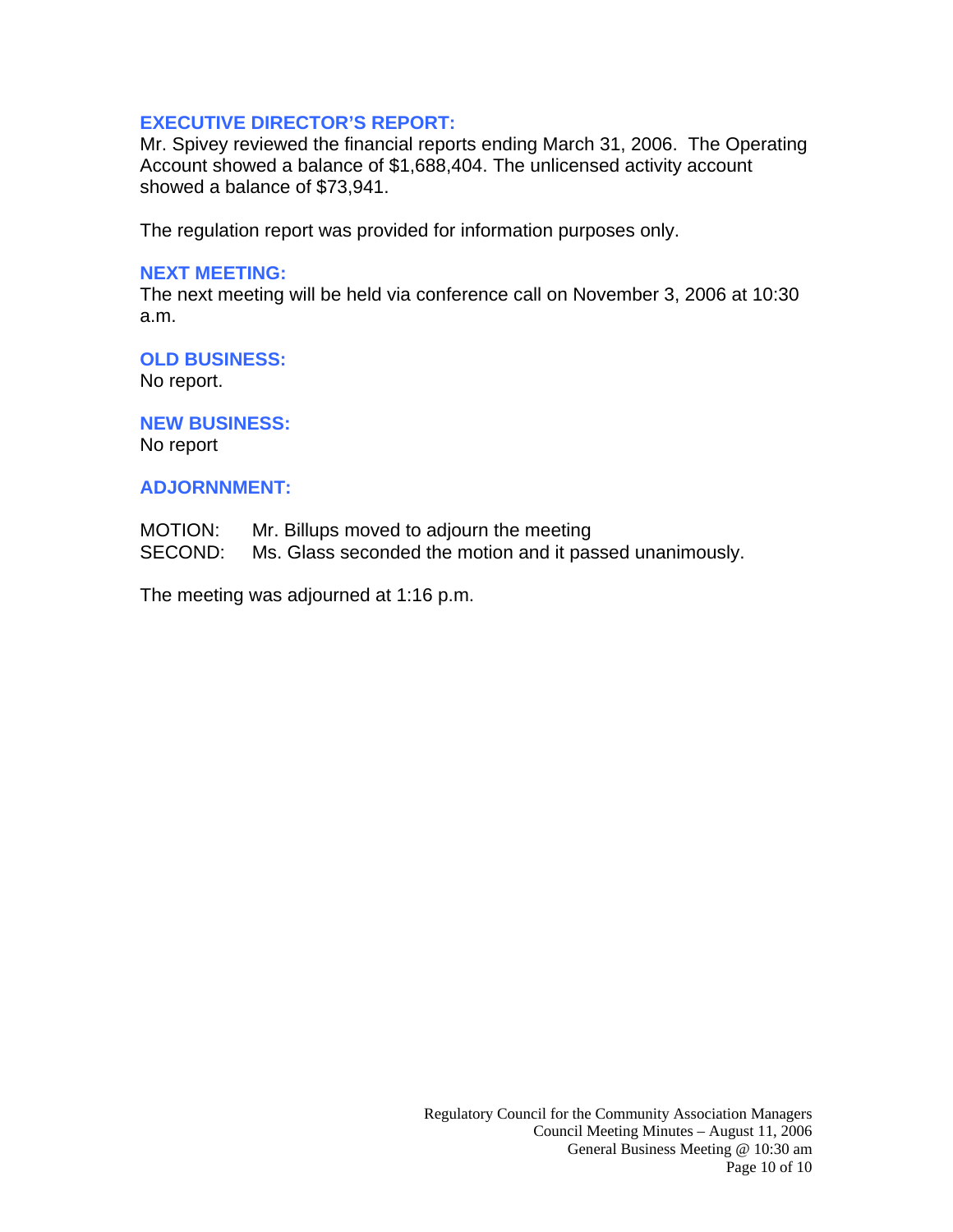### EXECUTIVE DIRECTOR'S REPORT:

Mr. Spivey reviewed the financial reports ending March 31, 2006. The Operating Account showed a balance of $1,688,404. The unlicensed activity account showed a balance of $73,941.

The regulation report was provided for information purposes only.

### NEXT MEETING:

The next meeting will be held via conference call on November 3, 2006 at 10:30 a.m.

### OLD BUSINESS:

No report.

### NEW BUSINESS:

No report

### ADJORNNMENT:

MOTION: Mr. Billups moved to adjourn the meeting
SECOND: Ms. Glass seconded the motion and it passed unanimously.

The meeting was adjourned at 1:16 p.m.